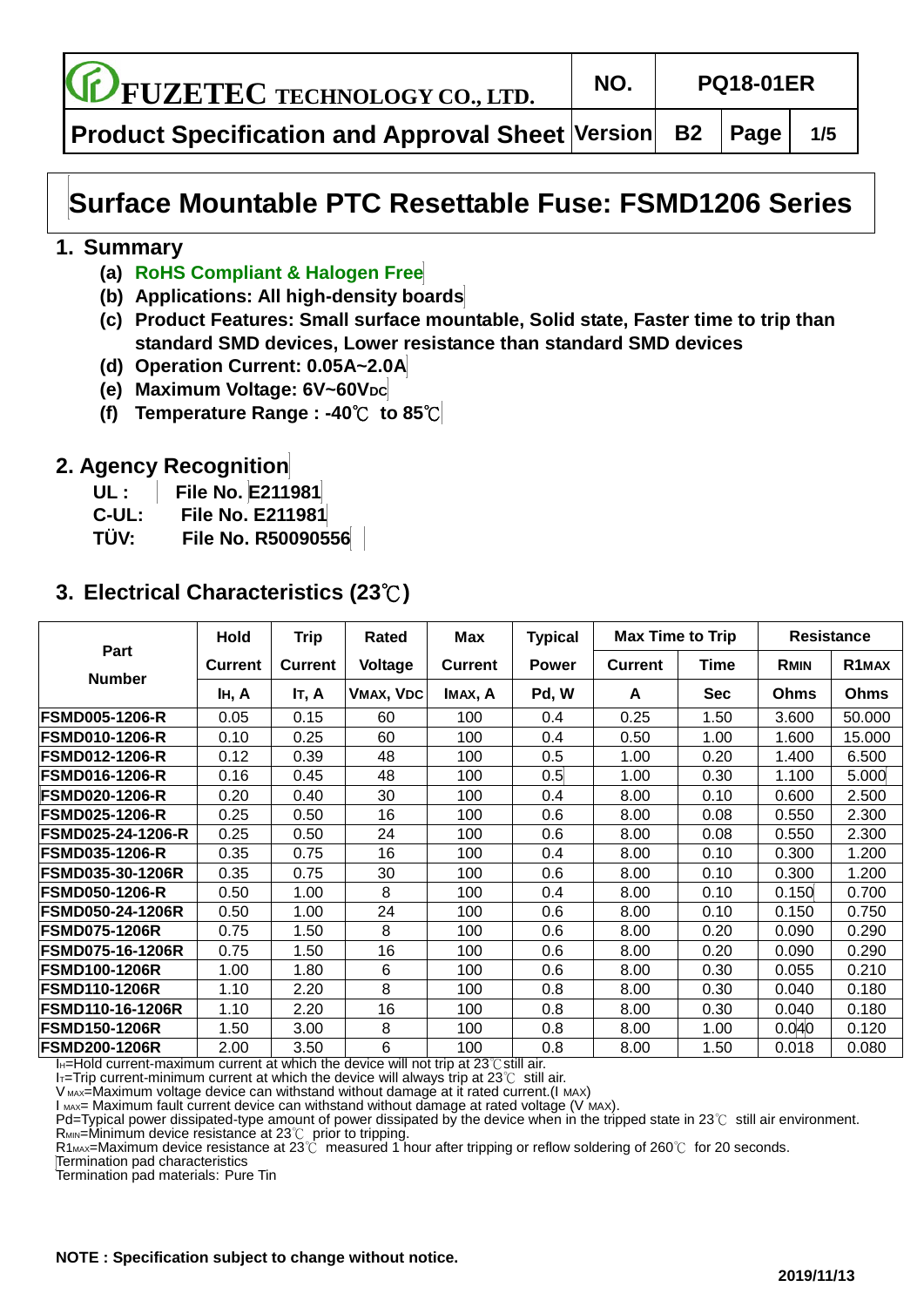# Surface Mountable PTC Resettable Fuse: FSMD1206 Series

## 1. Summary

- **(a) RoHS Compliant & Halogen Free**
- **(b) Applications: All high-density boards**
- **(c) Product Features: Small surface mountable, Solid state, Faster time to trip than standard SMD devices, Lower resistance than standard SMD devices**
- **(d) Operation Current: 0.05A~2.0A**
- **(e) Maximum Voltage: 6V~60$V_{DC}$**
- **(f) Temperature Range : -40℃ to 85℃**

## 2. Agency Recognition

**UL : File No. E211981**
**C-UL: File No. E211981**
**TÜV: File No. R50090556**

## 3. Electrical Characteristics (23℃)

| Part Number | Hold Current | Trip Current | Rated Voltage | Max Current | Typical Power | Max Time to Trip | | Resistance | |
|---|---|---|---|---|---|---|---|---|---|
| | $I_H$, A | $I_T$, A | $V_{MAX}$, $V_{DC}$ | $I_{MAX}$, A | Pd, W | Current A | Time Sec | $R_{MIN}$ Ohms | $R1_{MAX}$ Ohms |
| FSMD005-1206-R | 0.05 | 0.15 | 60 | 100 | 0.4 | 0.25 | 1.50 | 3.600 | 50.000 |
| FSMD010-1206-R | 0.10 | 0.25 | 60 | 100 | 0.4 | 0.50 | 1.00 | 1.600 | 15.000 |
| FSMD012-1206-R | 0.12 | 0.39 | 48 | 100 | 0.5 | 1.00 | 0.20 | 1.400 | 6.500 |
| FSMD016-1206-R | 0.16 | 0.45 | 48 | 100 | 0.5 | 1.00 | 0.30 | 1.100 | 5.000 |
| FSMD020-1206-R | 0.20 | 0.40 | 30 | 100 | 0.4 | 8.00 | 0.10 | 0.600 | 2.500 |
| FSMD025-1206-R | 0.25 | 0.50 | 16 | 100 | 0.6 | 8.00 | 0.08 | 0.550 | 2.300 |
| FSMD025-24-1206-R | 0.25 | 0.50 | 24 | 100 | 0.6 | 8.00 | 0.08 | 0.550 | 2.300 |
| FSMD035-1206-R | 0.35 | 0.75 | 16 | 100 | 0.4 | 8.00 | 0.10 | 0.300 | 1.200 |
| FSMD035-30-1206R | 0.35 | 0.75 | 30 | 100 | 0.6 | 8.00 | 0.10 | 0.300 | 1.200 |
| FSMD050-1206-R | 0.50 | 1.00 | 8 | 100 | 0.4 | 8.00 | 0.10 | 0.150 | 0.700 |
| FSMD050-24-1206R | 0.50 | 1.00 | 24 | 100 | 0.6 | 8.00 | 0.10 | 0.150 | 0.750 |
| FSMD075-1206R | 0.75 | 1.50 | 8 | 100 | 0.6 | 8.00 | 0.20 | 0.090 | 0.290 |
| FSMD075-16-1206R | 0.75 | 1.50 | 16 | 100 | 0.6 | 8.00 | 0.20 | 0.090 | 0.290 |
| FSMD100-1206R | 1.00 | 1.80 | 6 | 100 | 0.6 | 8.00 | 0.30 | 0.055 | 0.210 |
| FSMD110-1206R | 1.10 | 2.20 | 8 | 100 | 0.8 | 8.00 | 0.30 | 0.040 | 0.180 |
| FSMD110-16-1206R | 1.10 | 2.20 | 16 | 100 | 0.8 | 8.00 | 0.30 | 0.040 | 0.180 |
| FSMD150-1206R | 1.50 | 3.00 | 8 | 100 | 0.8 | 8.00 | 1.00 | 0.040 | 0.120 |
| FSMD200-1206R | 2.00 | 3.50 | 6 | 100 | 0.8 | 8.00 | 1.50 | 0.018 | 0.080 |

$I_H$=Hold current-maximum current at which the device will not trip at 23℃still air.
$I_T$=Trip current-minimum current at which the device will always trip at 23℃ still air.
$V_{MAX}$=Maximum voltage device can withstand without damage at it rated current.($I_{MAX}$)
$I_{MAX}$= Maximum fault current device can withstand without damage at rated voltage ($V_{MAX}$).
Pd=Typical power dissipated-type amount of power dissipated by the device when in the tripped state in 23℃ still air environment.
$R_{MIN}$=Minimum device resistance at 23℃ prior to tripping.
$R1_{MAX}$=Maximum device resistance at 23℃ measured 1 hour after tripping or reflow soldering of 260℃ for 20 seconds.
Termination pad characteristics
Termination pad materials: Pure Tin

**NOTE : Specification subject to change without notice.**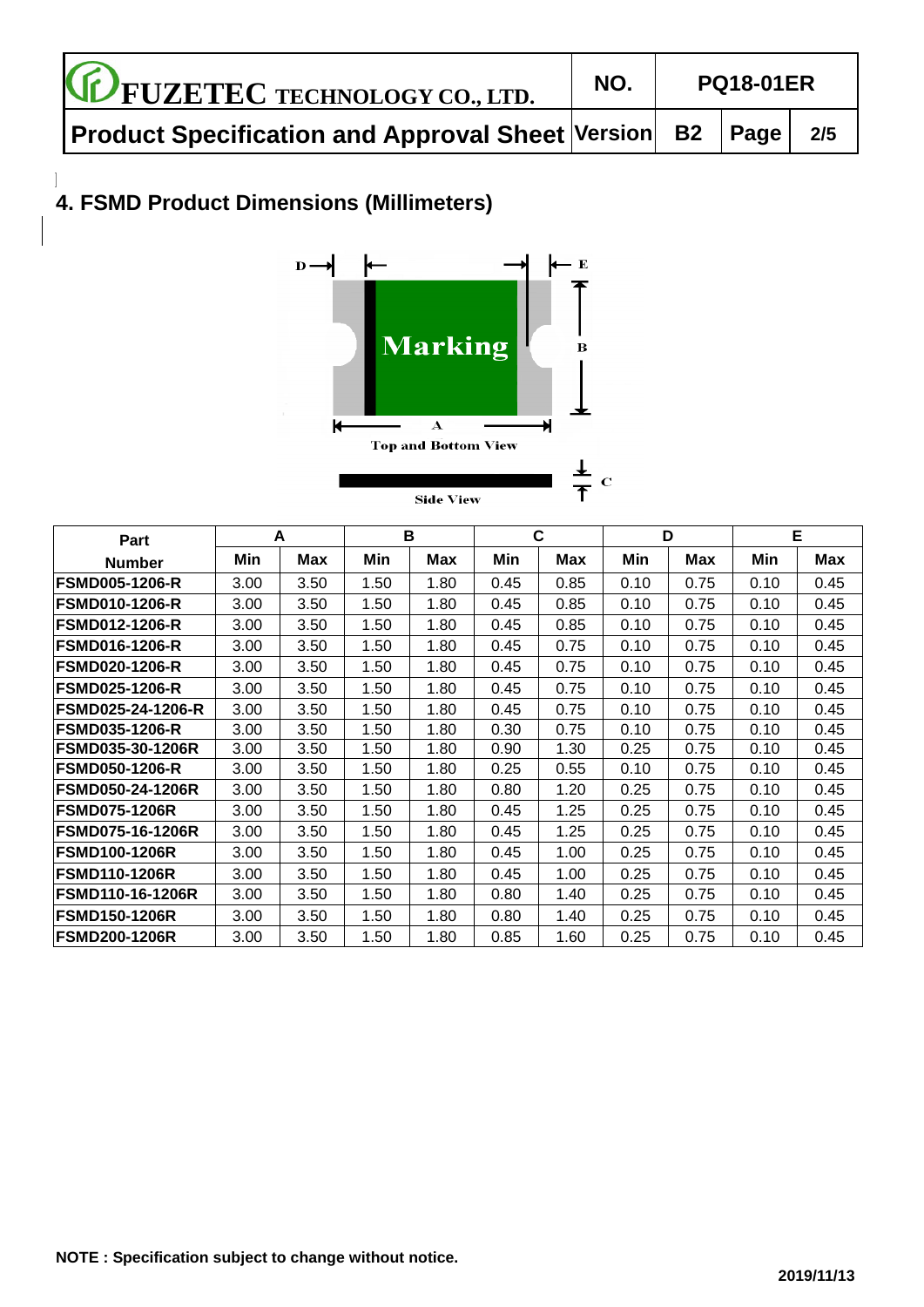## 4. FSMD Product Dimensions (Millimeters)

| Part Number | A | | B | | C | | D | | E | |
|---|---|---|---|---|---|---|---|---|---|---|
| | Min | Max | Min | Max | Min | Max | Min | Max | Min | Max |
| FSMD005-1206-R | 3.00 | 3.50 | 1.50 | 1.80 | 0.45 | 0.85 | 0.10 | 0.75 | 0.10 | 0.45 |
| FSMD010-1206-R | 3.00 | 3.50 | 1.50 | 1.80 | 0.45 | 0.85 | 0.10 | 0.75 | 0.10 | 0.45 |
| FSMD012-1206-R | 3.00 | 3.50 | 1.50 | 1.80 | 0.45 | 0.85 | 0.10 | 0.75 | 0.10 | 0.45 |
| FSMD016-1206-R | 3.00 | 3.50 | 1.50 | 1.80 | 0.45 | 0.75 | 0.10 | 0.75 | 0.10 | 0.45 |
| FSMD020-1206-R | 3.00 | 3.50 | 1.50 | 1.80 | 0.45 | 0.75 | 0.10 | 0.75 | 0.10 | 0.45 |
| FSMD025-1206-R | 3.00 | 3.50 | 1.50 | 1.80 | 0.45 | 0.75 | 0.10 | 0.75 | 0.10 | 0.45 |
| FSMD025-24-1206-R | 3.00 | 3.50 | 1.50 | 1.80 | 0.45 | 0.75 | 0.10 | 0.75 | 0.10 | 0.45 |
| FSMD035-1206-R | 3.00 | 3.50 | 1.50 | 1.80 | 0.30 | 0.75 | 0.10 | 0.75 | 0.10 | 0.45 |
| FSMD035-30-1206R | 3.00 | 3.50 | 1.50 | 1.80 | 0.90 | 1.30 | 0.25 | 0.75 | 0.10 | 0.45 |
| FSMD050-1206-R | 3.00 | 3.50 | 1.50 | 1.80 | 0.25 | 0.55 | 0.10 | 0.75 | 0.10 | 0.45 |
| FSMD050-24-1206R | 3.00 | 3.50 | 1.50 | 1.80 | 0.80 | 1.20 | 0.25 | 0.75 | 0.10 | 0.45 |
| FSMD075-1206R | 3.00 | 3.50 | 1.50 | 1.80 | 0.45 | 1.25 | 0.25 | 0.75 | 0.10 | 0.45 |
| FSMD075-16-1206R | 3.00 | 3.50 | 1.50 | 1.80 | 0.45 | 1.25 | 0.25 | 0.75 | 0.10 | 0.45 |
| FSMD100-1206R | 3.00 | 3.50 | 1.50 | 1.80 | 0.45 | 1.00 | 0.25 | 0.75 | 0.10 | 0.45 |
| FSMD110-1206R | 3.00 | 3.50 | 1.50 | 1.80 | 0.45 | 1.00 | 0.25 | 0.75 | 0.10 | 0.45 |
| FSMD110-16-1206R | 3.00 | 3.50 | 1.50 | 1.80 | 0.80 | 1.40 | 0.25 | 0.75 | 0.10 | 0.45 |
| FSMD150-1206R | 3.00 | 3.50 | 1.50 | 1.80 | 0.80 | 1.40 | 0.25 | 0.75 | 0.10 | 0.45 |
| FSMD200-1206R | 3.00 | 3.50 | 1.50 | 1.80 | 0.85 | 1.60 | 0.25 | 0.75 | 0.10 | 0.45 |

**NOTE : Specification subject to change without notice.**

**2019/11/13**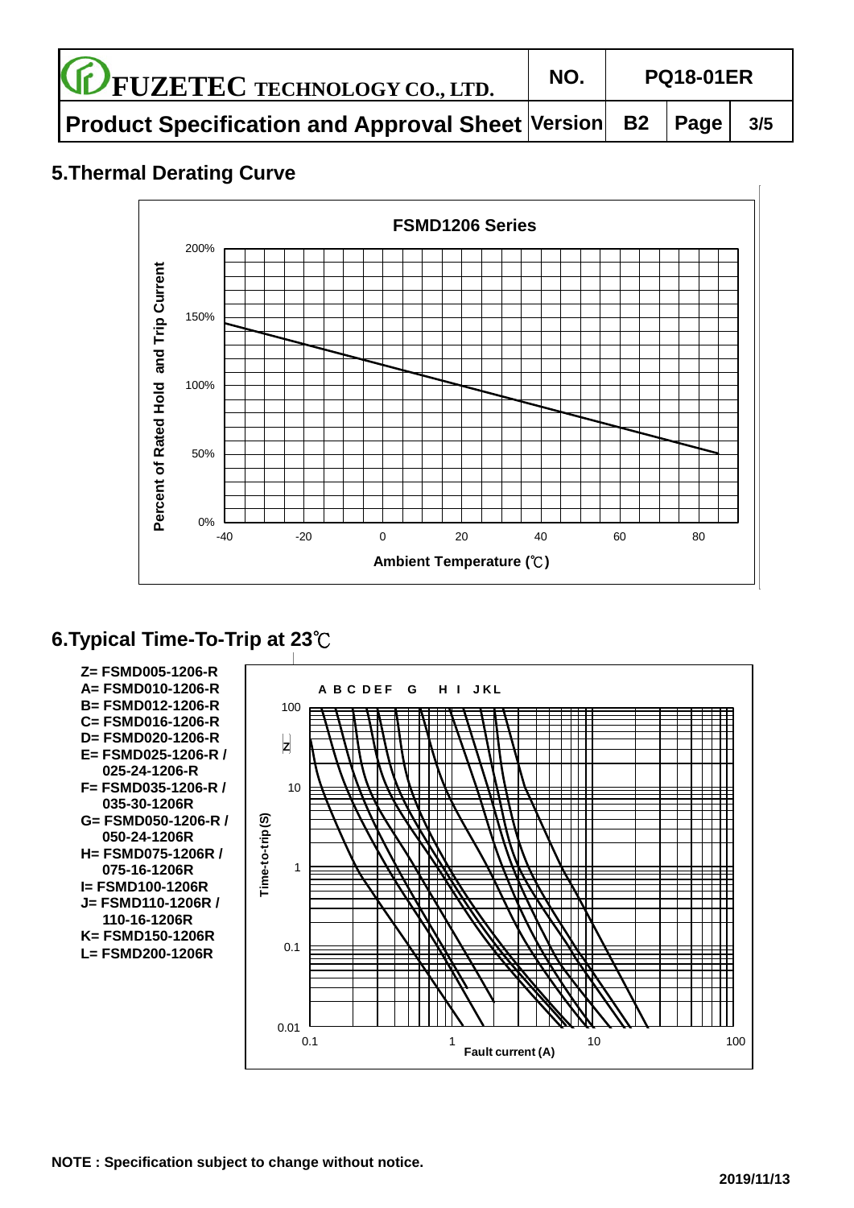## 5.Thermal Derating Curve

FSMD1206 Series

Percent of Rated Hold and Trip Current

200%
150%
100%
50%
0%

-40 -20 0 20 40 60 80

Ambient Temperature (℃)

## 6.Typical Time-To-Trip at 23℃

Z= FSMD005-1206-R
A= FSMD010-1206-R
B= FSMD012-1206-R
C= FSMD016-1206-R
D= FSMD020-1206-R
E= FSMD025-1206-R / 025-24-1206-R
F= FSMD035-1206-R / 035-30-1206R
G= FSMD050-1206-R / 050-24-1206R
H= FSMD075-1206R / 075-16-1206R
I= FSMD100-1206R
J= FSMD110-1206R / 110-16-1206R
K= FSMD150-1206R
L= FSMD200-1206R

A B C D E F G H I J K L

Z

Time-to-trip(S)

100
10
1
0.1
0.01

0.1 1 10 100

Fault current (A)

**NOTE : Specification subject to change without notice.**

**2019/11/13**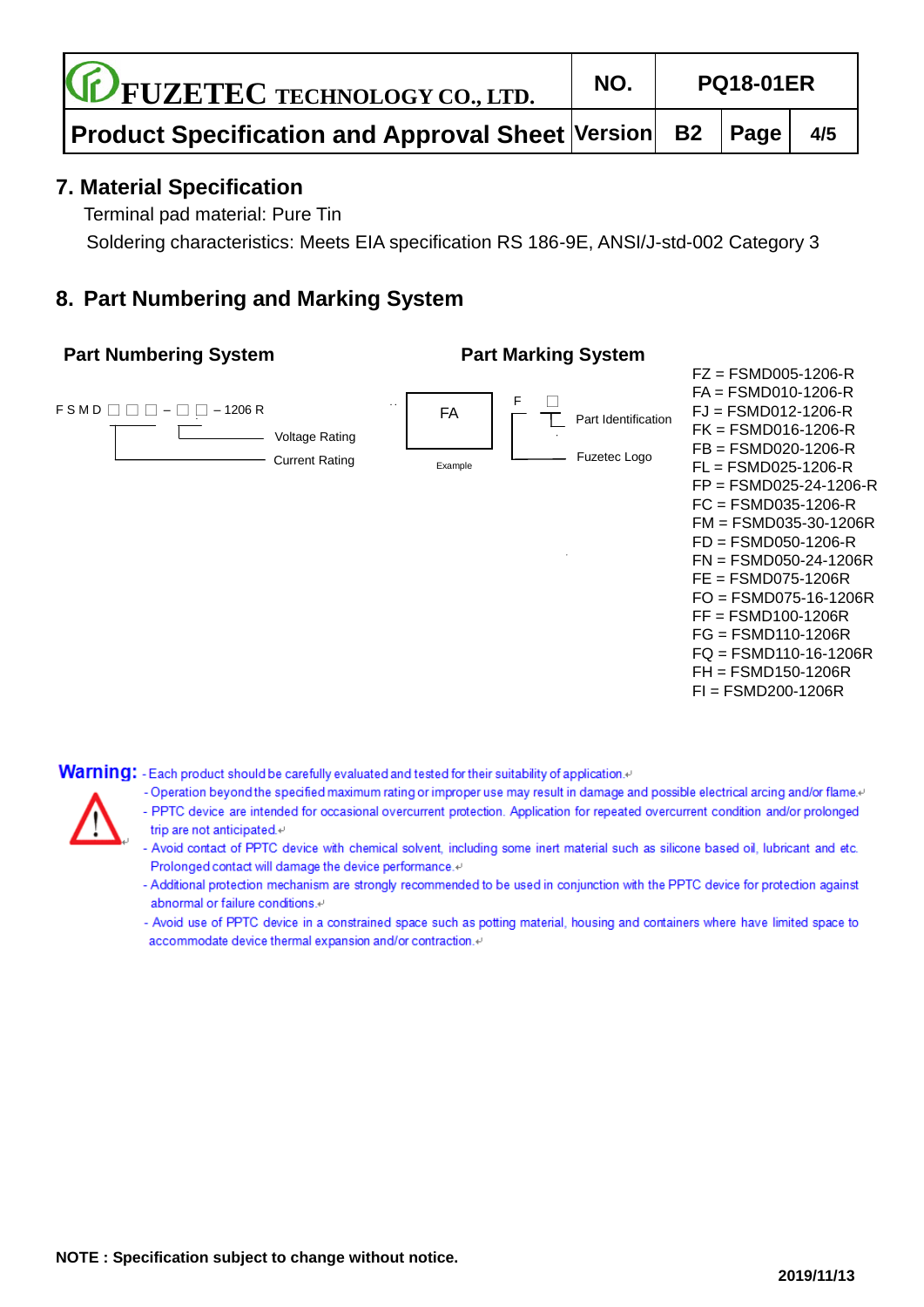## 7. Material Specification

Terminal pad material: Pure Tin

Soldering characteristics: Meets EIA specification RS 186-9E, ANSI/J-std-002 Category 3

## 8. Part Numbering and Marking System

### Part Numbering System

F S M D □ □ □ – □ □ – 1206 R

- □ □ (after the dash): Voltage Rating
- □ □ □ (after FSMD): Current Rating

### Part Marking System

FA

Example

- F: Fuzetec Logo
- □: Part Identification

FZ = FSMD005-1206-R
FA = FSMD010-1206-R
FJ = FSMD012-1206-R
FK = FSMD016-1206-R
FB = FSMD020-1206-R
FL = FSMD025-1206-R
FP = FSMD025-24-1206-R
FC = FSMD035-1206-R
FM = FSMD035-30-1206R
FD = FSMD050-1206-R
FN = FSMD050-24-1206R
FE = FSMD075-1206R
FO = FSMD075-16-1206R
FF = FSMD100-1206R
FG = FSMD110-1206R
FQ = FSMD110-16-1206R
FH = FSMD150-1206R
FI = FSMD200-1206R

**Warning:**

- Each product should be carefully evaluated and tested for their suitability of application.
- Operation beyond the specified maximum rating or improper use may result in damage and possible electrical arcing and/or flame.
- PPTC device are intended for occasional overcurrent protection. Application for repeated overcurrent condition and/or prolonged trip are not anticipated.
- Avoid contact of PPTC device with chemical solvent, including some inert material such as silicone based oil, lubricant and etc. Prolonged contact will damage the device performance.
- Additional protection mechanism are strongly recommended to be used in conjunction with the PPTC device for protection against abnormal or failure conditions.
- Avoid use of PPTC device in a constrained space such as potting material, housing and containers where have limited space to accommodate device thermal expansion and/or contraction.

**NOTE : Specification subject to change without notice.**

**2019/11/13**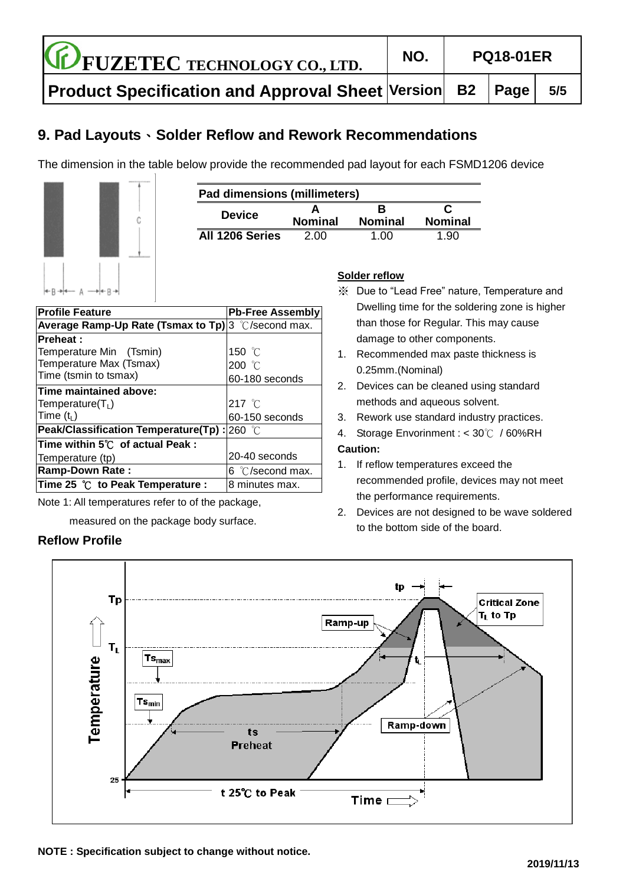## 9. Pad Layouts、Solder Reflow and Rework Recommendations

The dimension in the table below provide the recommended pad layout for each FSMD1206 device

B A B C

| Pad dimensions (millimeters) | | | |
|---|---|---|---|
| Device | A Nominal | B Nominal | C Nominal |
| All 1206 Series | 2.00 | 1.00 | 1.90 |

| Profile Feature | Pb-Free Assembly |
|---|---|
| **Average Ramp-Up Rate (Tsmax to Tp)** | 3 ℃/second max. |
| **Preheat :** | |
| Temperature Min (Tsmin) | 150 ℃ |
| Temperature Max (Tsmax) | 200 ℃ |
| Time (tsmin to tsmax) | 60-180 seconds |
| **Time maintained above:** | |
| Temperature($T_L$) | 217 ℃ |
| Time ($t_L$) | 60-150 seconds |
| **Peak/Classification Temperature(Tp) :** | 260 ℃ |
| **Time within 5℃ of actual Peak :** | |
| Temperature (tp) | 20-40 seconds |
| **Ramp-Down Rate :** | 6 ℃/second max. |
| **Time 25 ℃ to Peak Temperature :** | 8 minutes max. |

Note 1: All temperatures refer to of the package,

measured on the package body surface.

**Solder reflow**

※ Due to "Lead Free" nature, Temperature and Dwelling time for the soldering zone is higher than those for Regular. This may cause damage to other components.

1. Recommended max paste thickness is 0.25mm.(Nominal)
2. Devices can be cleaned using standard methods and aqueous solvent.
3. Rework use standard industry practices.
4. Storage Envorinment : < 30℃ / 60%RH

**Caution:**

1. If reflow temperatures exceed the recommended profile, devices may not meet the performance requirements.
2. Devices are not designed to be wave soldered to the bottom side of the board.

### Reflow Profile

tp
Tp
Critical Zone
$T_L$ to Tp
Ramp-up
$T_L$
$Ts_{max}$
$t_L$
Temperature
$Ts_{min}$
Ramp-down
ts
Preheat
25
t 25℃ to Peak
Time

**NOTE : Specification subject to change without notice.**

2019/11/13